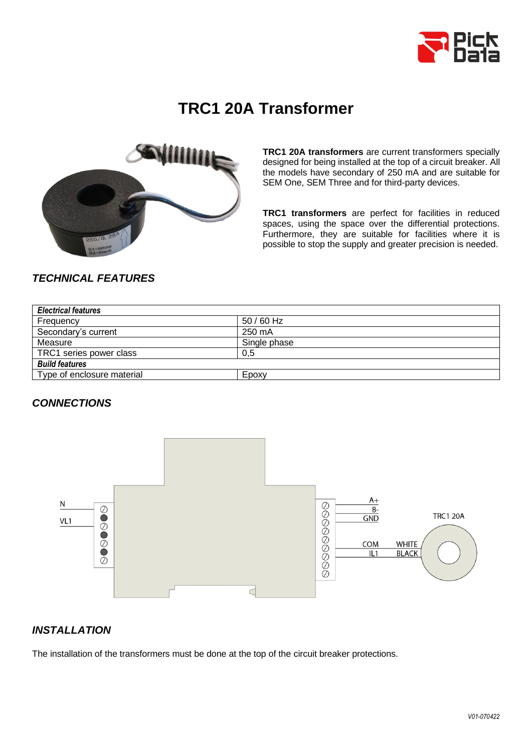# TRC1 20A Transformer

**TRC1 20A transformers** are current transformers specially designed for being installed at the top of a circuit breaker. All the models have secondary of 250 mA and are suitable for SEM One, SEM Three and for third-party devices.

**TRC1 transformers** are perfect for facilities in reduced spaces, using the space over the differential protections. Furthermore, they are suitable for facilities where it is possible to stop the supply and greater precision is needed.

## *TECHNICAL FEATURES*

| ***Electrical features*** | |
|---|---|
| Frequency | 50 / 60 Hz |
| Secondary's current | 250 mA |
| Measure | Single phase |
| TRC1 series power class | 0,5 |
| ***Build features*** | |
| Type of enclosure material | Epoxy |

## *CONNECTIONS*

N
VL1
A+
B-
GND
COM
IL1
WHITE
BLACK
TRC1 20A

## *INSTALLATION*

The installation of the transformers must be done at the top of the circuit breaker protections.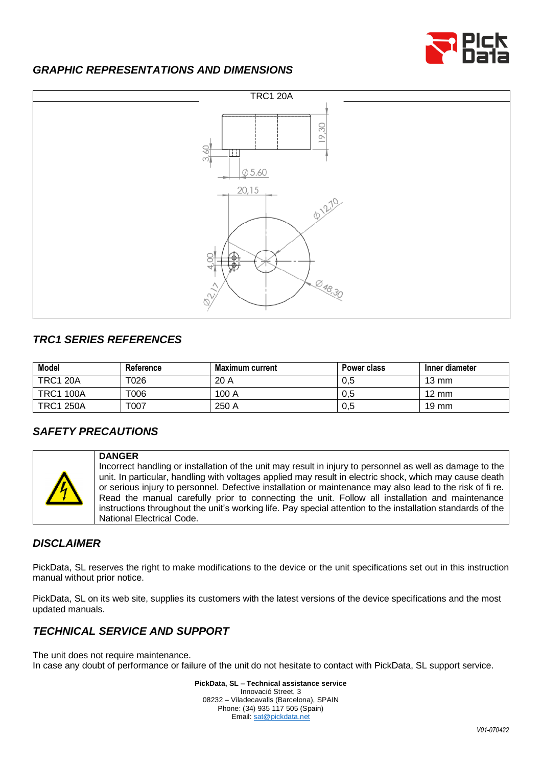## GRAPHIC REPRESENTATIONS AND DIMENSIONS

TRC1 20A

19,30

3,60

Ø 5,60

20,15

Ø 12,70

4,00

Ø 2,17

Ø 48,30

## TRC1 SERIES REFERENCES

| Model | Reference | Maximum current | Power class | Inner diameter |
|---|---|---|---|---|
| TRC1 20A | T026 | 20 A | 0,5 | 13 mm |
| TRC1 100A | T006 | 100 A | 0,5 | 12 mm |
| TRC1 250A | T007 | 250 A | 0,5 | 19 mm |

## SAFETY PRECAUTIONS

**DANGER**
Incorrect handling or installation of the unit may result in injury to personnel as well as damage to the unit. In particular, handling with voltages applied may result in electric shock, which may cause death or serious injury to personnel. Defective installation or maintenance may also lead to the risk of fi re. Read the manual carefully prior to connecting the unit. Follow all installation and maintenance instructions throughout the unit's working life. Pay special attention to the installation standards of the National Electrical Code.

## DISCLAIMER

PickData, SL reserves the right to make modifications to the device or the unit specifications set out in this instruction manual without prior notice.

PickData, SL on its web site, supplies its customers with the latest versions of the device specifications and the most updated manuals.

## TECHNICAL SERVICE AND SUPPORT

The unit does not require maintenance.
In case any doubt of performance or failure of the unit do not hesitate to contact with PickData, SL support service.

**PickData, SL – Technical assistance service**
Innovació Street, 3
08232 – Viladecavalls (Barcelona), SPAIN
Phone: (34) 935 117 505 (Spain)
Email: sat@pickdata.net

V01-070422